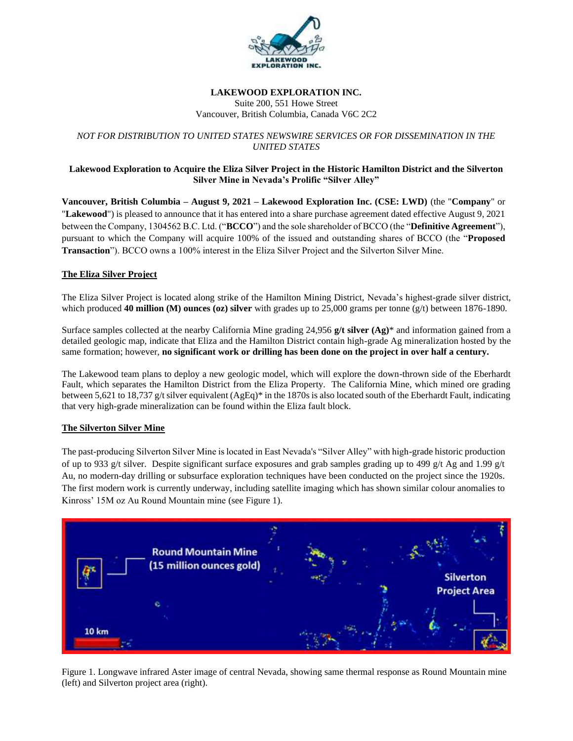**LAKEWOOD EXPLORATION INC.**
Suite 200, 551 Howe Street
Vancouver, British Columbia, Canada V6C 2C2

*NOT FOR DISTRIBUTION TO UNITED STATES NEWSWIRE SERVICES OR FOR DISSEMINATION IN THE UNITED STATES*

**Lakewood Exploration to Acquire the Eliza Silver Project in the Historic Hamilton District and the Silverton Silver Mine in Nevada's Prolific "Silver Alley"**

**Vancouver, British Columbia – August 9, 2021 – Lakewood Exploration Inc. (CSE: LWD)** (the "**Company**" or "**Lakewood**") is pleased to announce that it has entered into a share purchase agreement dated effective August 9, 2021 between the Company, 1304562 B.C. Ltd. ("**BCCO**") and the sole shareholder of BCCO (the "**Definitive Agreement**"), pursuant to which the Company will acquire 100% of the issued and outstanding shares of BCCO (the "**Proposed Transaction**"). BCCO owns a 100% interest in the Eliza Silver Project and the Silverton Silver Mine.

## The Eliza Silver Project

The Eliza Silver Project is located along strike of the Hamilton Mining District, Nevada's highest-grade silver district, which produced **40 million (M) ounces (oz) silver** with grades up to 25,000 grams per tonne (g/t) between 1876-1890.

Surface samples collected at the nearby California Mine grading 24,956 **g/t silver (Ag)**\* and information gained from a detailed geologic map, indicate that Eliza and the Hamilton District contain high-grade Ag mineralization hosted by the same formation; however, **no significant work or drilling has been done on the project in over half a century.**

The Lakewood team plans to deploy a new geologic model, which will explore the down-thrown side of the Eberhardt Fault, which separates the Hamilton District from the Eliza Property. The California Mine, which mined ore grading between 5,621 to 18,737 g/t silver equivalent (AgEq)\* in the 1870s is also located south of the Eberhardt Fault, indicating that very high-grade mineralization can be found within the Eliza fault block.

## The Silverton Silver Mine

The past-producing Silverton Silver Mine is located in East Nevada's "Silver Alley" with high-grade historic production of up to 933 g/t silver. Despite significant surface exposures and grab samples grading up to 499 g/t Ag and 1.99 g/t Au, no modern-day drilling or subsurface exploration techniques have been conducted on the project since the 1920s. The first modern work is currently underway, including satellite imaging which has shown similar colour anomalies to Kinross' 15M oz Au Round Mountain mine (see Figure 1).

Figure 1. Longwave infrared Aster image of central Nevada, showing same thermal response as Round Mountain mine (left) and Silverton project area (right).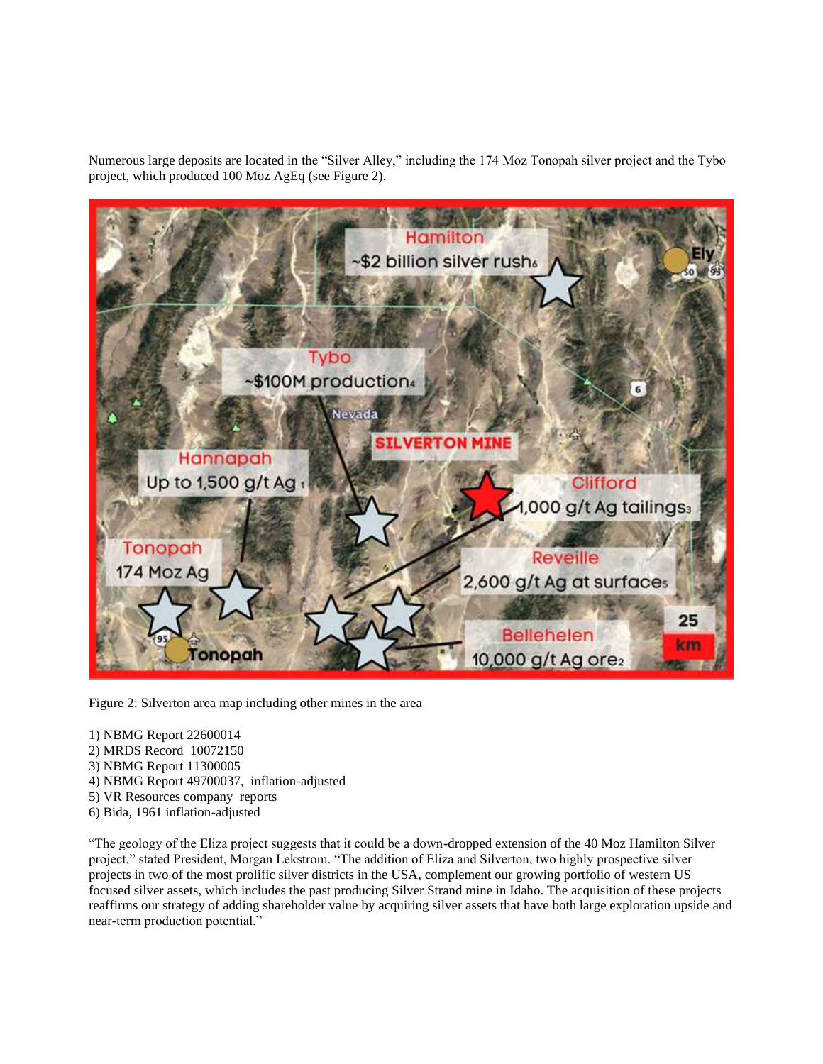Numerous large deposits are located in the "Silver Alley," including the 174 Moz Tonopah silver project and the Tybo project, which produced 100 Moz AgEq (see Figure 2).

Figure 2: Silverton area map including other mines in the area

1) NBMG Report 22600014
2) MRDS Record 10072150
3) NBMG Report 11300005
4) NBMG Report 49700037, inflation-adjusted
5) VR Resources company reports
6) Bida, 1961 inflation-adjusted

"The geology of the Eliza project suggests that it could be a down-dropped extension of the 40 Moz Hamilton Silver project," stated President, Morgan Lekstrom. "The addition of Eliza and Silverton, two highly prospective silver projects in two of the most prolific silver districts in the USA, complement our growing portfolio of western US focused silver assets, which includes the past producing Silver Strand mine in Idaho. The acquisition of these projects reaffirms our strategy of adding shareholder value by acquiring silver assets that have both large exploration upside and near-term production potential."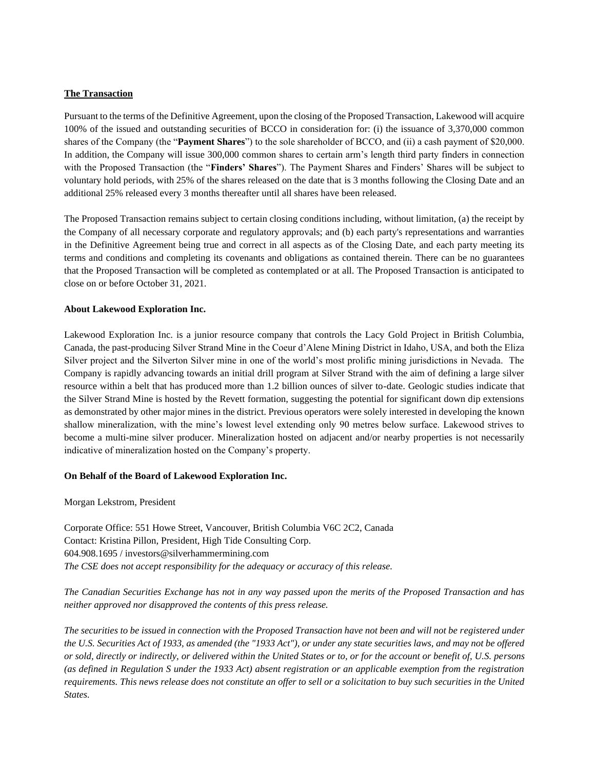## The Transaction

Pursuant to the terms of the Definitive Agreement, upon the closing of the Proposed Transaction, Lakewood will acquire 100% of the issued and outstanding securities of BCCO in consideration for: (i) the issuance of 3,370,000 common shares of the Company (the "**Payment Shares**") to the sole shareholder of BCCO, and (ii) a cash payment of $20,000. In addition, the Company will issue 300,000 common shares to certain arm's length third party finders in connection with the Proposed Transaction (the "**Finders' Shares**"). The Payment Shares and Finders' Shares will be subject to voluntary hold periods, with 25% of the shares released on the date that is 3 months following the Closing Date and an additional 25% released every 3 months thereafter until all shares have been released.

The Proposed Transaction remains subject to certain closing conditions including, without limitation, (a) the receipt by the Company of all necessary corporate and regulatory approvals; and (b) each party's representations and warranties in the Definitive Agreement being true and correct in all aspects as of the Closing Date, and each party meeting its terms and conditions and completing its covenants and obligations as contained therein. There can be no guarantees that the Proposed Transaction will be completed as contemplated or at all. The Proposed Transaction is anticipated to close on or before October 31, 2021.

**About Lakewood Exploration Inc.**

Lakewood Exploration Inc. is a junior resource company that controls the Lacy Gold Project in British Columbia, Canada, the past-producing Silver Strand Mine in the Coeur d'Alene Mining District in Idaho, USA, and both the Eliza Silver project and the Silverton Silver mine in one of the world's most prolific mining jurisdictions in Nevada. The Company is rapidly advancing towards an initial drill program at Silver Strand with the aim of defining a large silver resource within a belt that has produced more than 1.2 billion ounces of silver to-date. Geologic studies indicate that the Silver Strand Mine is hosted by the Revett formation, suggesting the potential for significant down dip extensions as demonstrated by other major mines in the district. Previous operators were solely interested in developing the known shallow mineralization, with the mine's lowest level extending only 90 metres below surface. Lakewood strives to become a multi-mine silver producer. Mineralization hosted on adjacent and/or nearby properties is not necessarily indicative of mineralization hosted on the Company's property.

**On Behalf of the Board of Lakewood Exploration Inc.**

Morgan Lekstrom, President

Corporate Office: 551 Howe Street, Vancouver, British Columbia V6C 2C2, Canada
Contact: Kristina Pillon, President, High Tide Consulting Corp.
604.908.1695 / investors@silverhammermining.com
*The CSE does not accept responsibility for the adequacy or accuracy of this release.*

*The Canadian Securities Exchange has not in any way passed upon the merits of the Proposed Transaction and has neither approved nor disapproved the contents of this press release.*

*The securities to be issued in connection with the Proposed Transaction have not been and will not be registered under the U.S. Securities Act of 1933, as amended (the "1933 Act"), or under any state securities laws, and may not be offered or sold, directly or indirectly, or delivered within the United States or to, or for the account or benefit of, U.S. persons (as defined in Regulation S under the 1933 Act) absent registration or an applicable exemption from the registration requirements. This news release does not constitute an offer to sell or a solicitation to buy such securities in the United States.*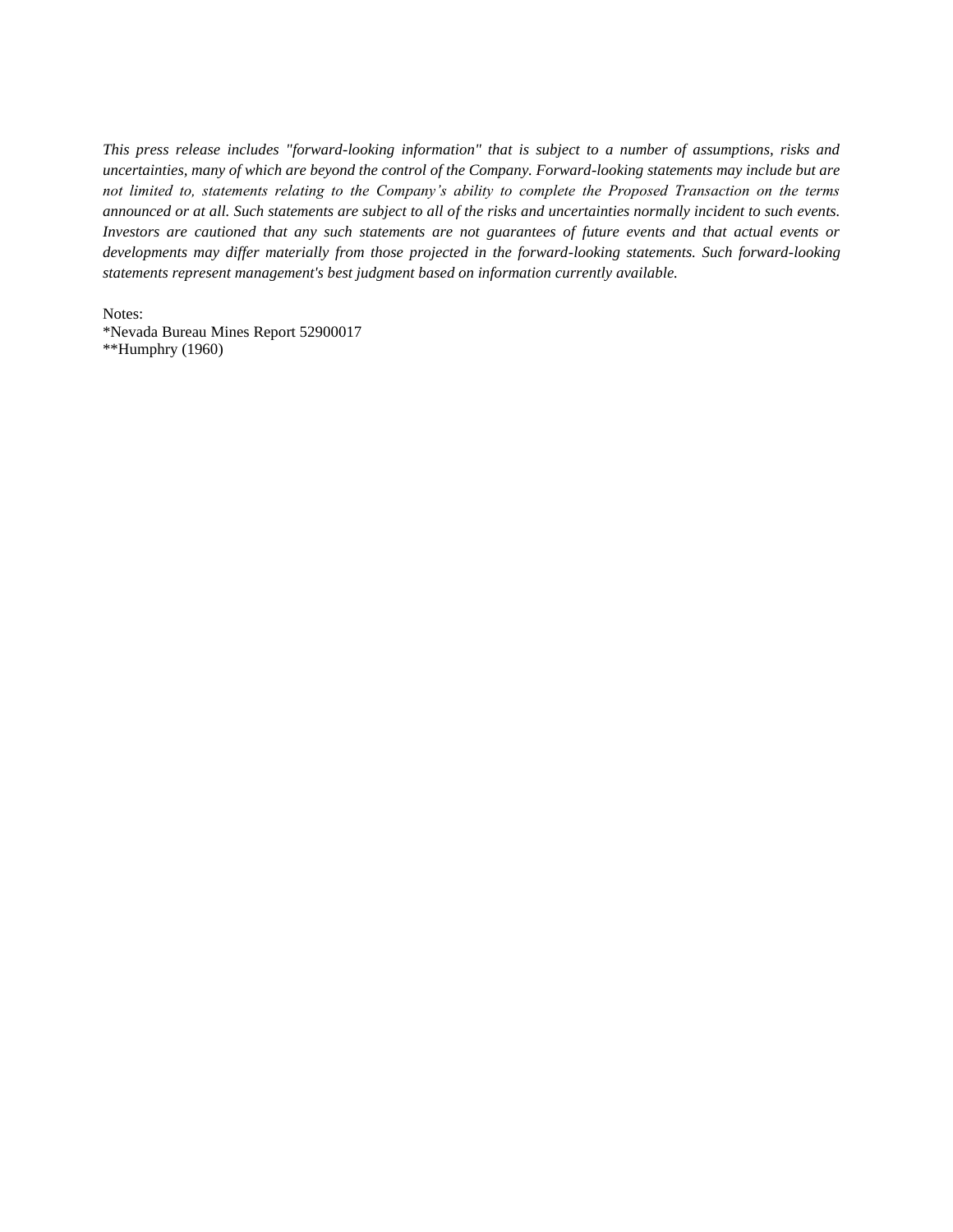*This press release includes "forward-looking information" that is subject to a number of assumptions, risks and uncertainties, many of which are beyond the control of the Company. Forward-looking statements may include but are not limited to, statements relating to the Company's ability to complete the Proposed Transaction on the terms announced or at all. Such statements are subject to all of the risks and uncertainties normally incident to such events. Investors are cautioned that any such statements are not guarantees of future events and that actual events or developments may differ materially from those projected in the forward-looking statements. Such forward-looking statements represent management's best judgment based on information currently available.*

Notes:
*Nevada Bureau Mines Report 52900017
**Humphry (1960)